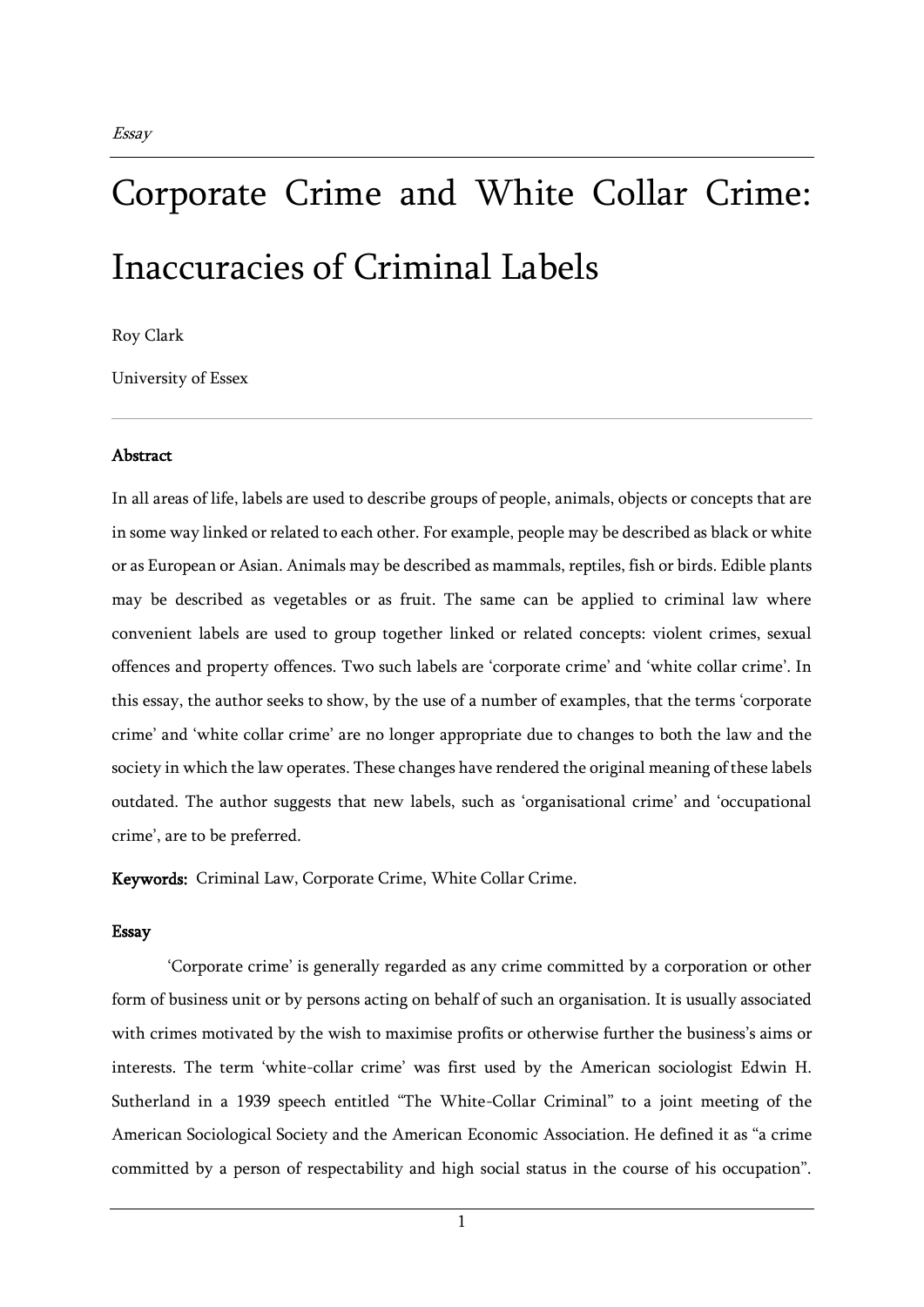*Essay*

# Corporate Crime and White Collar Crime: Inaccuracies of Criminal Labels

Roy Clark

University of Essex

## Abstract

In all areas of life, labels are used to describe groups of people, animals, objects or concepts that are in some way linked or related to each other. For example, people may be described as black or white or as European or Asian. Animals may be described as mammals, reptiles, fish or birds. Edible plants may be described as vegetables or as fruit. The same can be applied to criminal law where convenient labels are used to group together linked or related concepts: violent crimes, sexual offences and property offences. Two such labels are 'corporate crime' and 'white collar crime'. In this essay, the author seeks to show, by the use of a number of examples, that the terms 'corporate crime' and 'white collar crime' are no longer appropriate due to changes to both the law and the society in which the law operates. These changes have rendered the original meaning of these labels outdated. The author suggests that new labels, such as 'organisational crime' and 'occupational crime', are to be preferred.

**Keywords:** Criminal Law, Corporate Crime, White Collar Crime.

## Essay

'Corporate crime' is generally regarded as any crime committed by a corporation or other form of business unit or by persons acting on behalf of such an organisation. It is usually associated with crimes motivated by the wish to maximise profits or otherwise further the business's aims or interests. The term 'white-collar crime' was first used by the American sociologist Edwin H. Sutherland in a 1939 speech entitled "The White-Collar Criminal" to a joint meeting of the American Sociological Society and the American Economic Association. He defined it as "a crime committed by a person of respectability and high social status in the course of his occupation".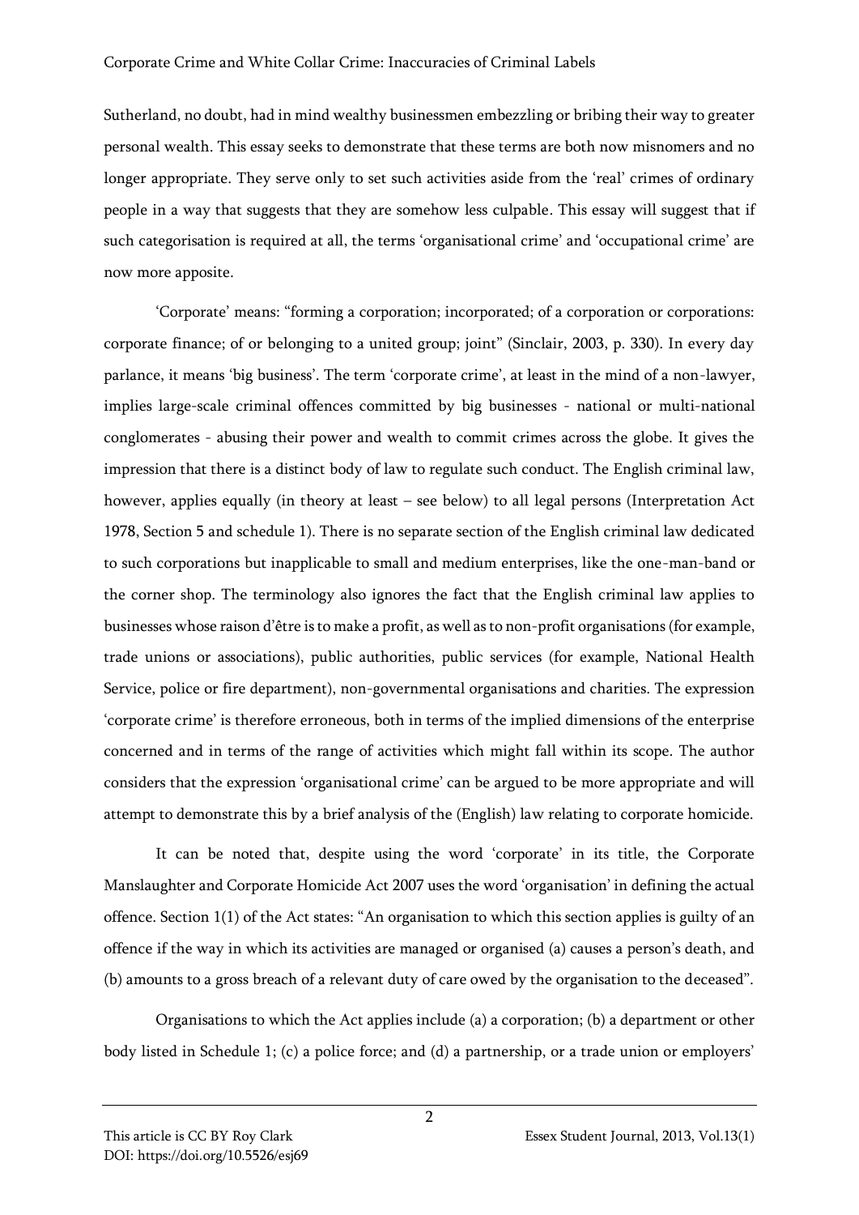Sutherland, no doubt, had in mind wealthy businessmen embezzling or bribing their way to greater personal wealth. This essay seeks to demonstrate that these terms are both now misnomers and no longer appropriate. They serve only to set such activities aside from the 'real' crimes of ordinary people in a way that suggests that they are somehow less culpable. This essay will suggest that if such categorisation is required at all, the terms 'organisational crime' and 'occupational crime' are now more apposite.

'Corporate' means: "forming a corporation; incorporated; of a corporation or corporations: corporate finance; of or belonging to a united group; joint" (Sinclair, 2003, p. 330). In every day parlance, it means 'big business'. The term 'corporate crime', at least in the mind of a non-lawyer, implies large-scale criminal offences committed by big businesses - national or multi-national conglomerates - abusing their power and wealth to commit crimes across the globe. It gives the impression that there is a distinct body of law to regulate such conduct. The English criminal law, however, applies equally (in theory at least – see below) to all legal persons (Interpretation Act 1978, Section 5 and schedule 1). There is no separate section of the English criminal law dedicated to such corporations but inapplicable to small and medium enterprises, like the one-man-band or the corner shop. The terminology also ignores the fact that the English criminal law applies to businesses whose raison d'être is to make a profit, as well as to non-profit organisations (for example, trade unions or associations), public authorities, public services (for example, National Health Service, police or fire department), non-governmental organisations and charities. The expression 'corporate crime' is therefore erroneous, both in terms of the implied dimensions of the enterprise concerned and in terms of the range of activities which might fall within its scope. The author considers that the expression 'organisational crime' can be argued to be more appropriate and will attempt to demonstrate this by a brief analysis of the (English) law relating to corporate homicide.

It can be noted that, despite using the word 'corporate' in its title, the Corporate Manslaughter and Corporate Homicide Act 2007 uses the word 'organisation' in defining the actual offence. Section 1(1) of the Act states: "An organisation to which this section applies is guilty of an offence if the way in which its activities are managed or organised (a) causes a person's death, and (b) amounts to a gross breach of a relevant duty of care owed by the organisation to the deceased".

Organisations to which the Act applies include (a) a corporation; (b) a department or other body listed in Schedule 1; (c) a police force; and (d) a partnership, or a trade union or employers'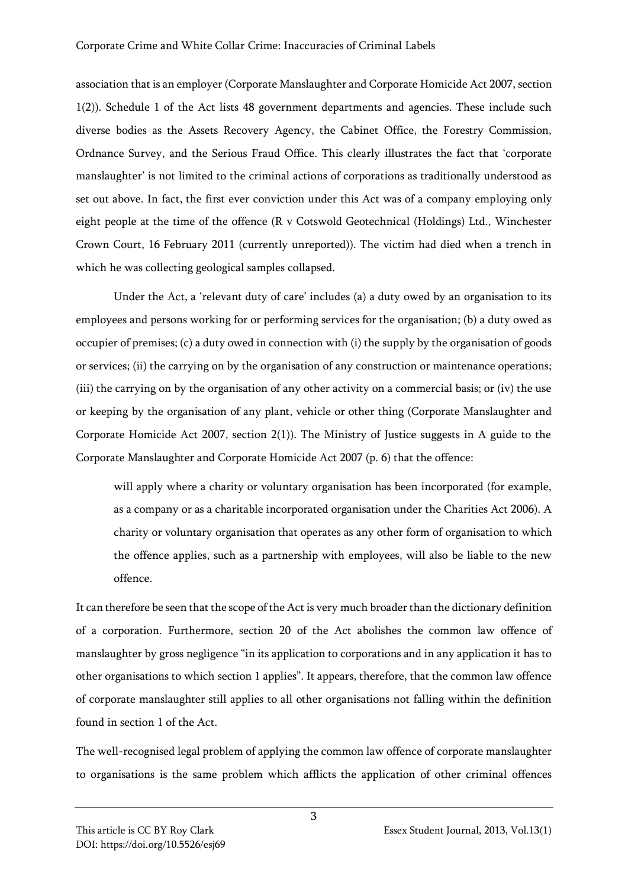association that is an employer (Corporate Manslaughter and Corporate Homicide Act 2007, section 1(2)). Schedule 1 of the Act lists 48 government departments and agencies. These include such diverse bodies as the Assets Recovery Agency, the Cabinet Office, the Forestry Commission, Ordnance Survey, and the Serious Fraud Office. This clearly illustrates the fact that 'corporate manslaughter' is not limited to the criminal actions of corporations as traditionally understood as set out above. In fact, the first ever conviction under this Act was of a company employing only eight people at the time of the offence (R v Cotswold Geotechnical (Holdings) Ltd., Winchester Crown Court, 16 February 2011 (currently unreported)). The victim had died when a trench in which he was collecting geological samples collapsed.

Under the Act, a 'relevant duty of care' includes (a) a duty owed by an organisation to its employees and persons working for or performing services for the organisation; (b) a duty owed as occupier of premises; (c) a duty owed in connection with (i) the supply by the organisation of goods or services; (ii) the carrying on by the organisation of any construction or maintenance operations; (iii) the carrying on by the organisation of any other activity on a commercial basis; or (iv) the use or keeping by the organisation of any plant, vehicle or other thing (Corporate Manslaughter and Corporate Homicide Act 2007, section 2(1)). The Ministry of Justice suggests in A guide to the Corporate Manslaughter and Corporate Homicide Act 2007 (p. 6) that the offence:

> will apply where a charity or voluntary organisation has been incorporated (for example, as a company or as a charitable incorporated organisation under the Charities Act 2006). A charity or voluntary organisation that operates as any other form of organisation to which the offence applies, such as a partnership with employees, will also be liable to the new offence.

It can therefore be seen that the scope of the Act is very much broader than the dictionary definition of a corporation. Furthermore, section 20 of the Act abolishes the common law offence of manslaughter by gross negligence "in its application to corporations and in any application it has to other organisations to which section 1 applies". It appears, therefore, that the common law offence of corporate manslaughter still applies to all other organisations not falling within the definition found in section 1 of the Act.

The well-recognised legal problem of applying the common law offence of corporate manslaughter to organisations is the same problem which afflicts the application of other criminal offences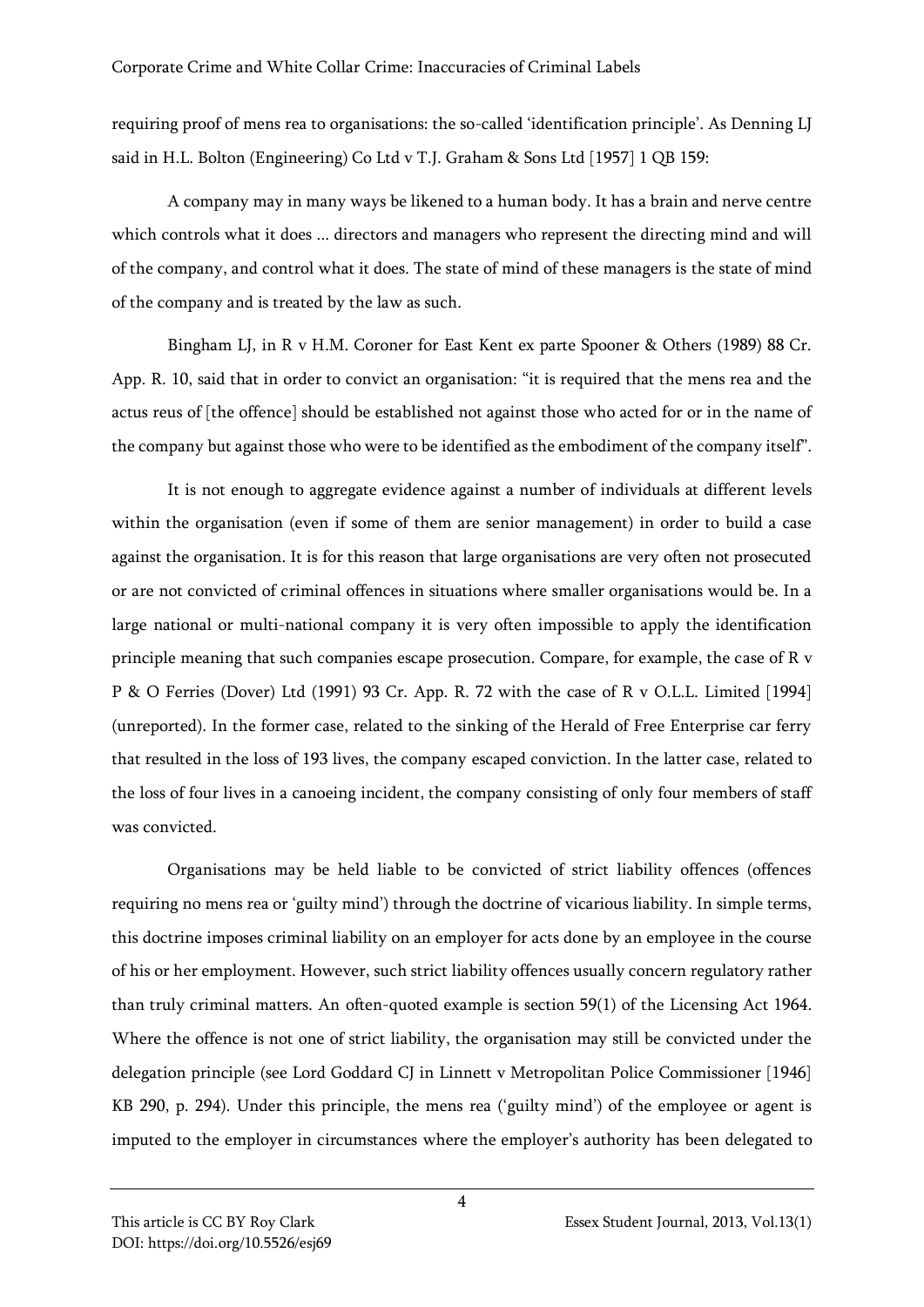requiring proof of mens rea to organisations: the so-called 'identification principle'. As Denning LJ said in H.L. Bolton (Engineering) Co Ltd v T.J. Graham & Sons Ltd [1957] 1 QB 159:

> A company may in many ways be likened to a human body. It has a brain and nerve centre which controls what it does ... directors and managers who represent the directing mind and will of the company, and control what it does. The state of mind of these managers is the state of mind of the company and is treated by the law as such.

Bingham LJ, in R v H.M. Coroner for East Kent ex parte Spooner & Others (1989) 88 Cr. App. R. 10, said that in order to convict an organisation: "it is required that the mens rea and the actus reus of [the offence] should be established not against those who acted for or in the name of the company but against those who were to be identified as the embodiment of the company itself".

It is not enough to aggregate evidence against a number of individuals at different levels within the organisation (even if some of them are senior management) in order to build a case against the organisation. It is for this reason that large organisations are very often not prosecuted or are not convicted of criminal offences in situations where smaller organisations would be. In a large national or multi-national company it is very often impossible to apply the identification principle meaning that such companies escape prosecution. Compare, for example, the case of R v P & O Ferries (Dover) Ltd (1991) 93 Cr. App. R. 72 with the case of R v O.L.L. Limited [1994] (unreported). In the former case, related to the sinking of the Herald of Free Enterprise car ferry that resulted in the loss of 193 lives, the company escaped conviction. In the latter case, related to the loss of four lives in a canoeing incident, the company consisting of only four members of staff was convicted.

Organisations may be held liable to be convicted of strict liability offences (offences requiring no mens rea or 'guilty mind') through the doctrine of vicarious liability. In simple terms, this doctrine imposes criminal liability on an employer for acts done by an employee in the course of his or her employment. However, such strict liability offences usually concern regulatory rather than truly criminal matters. An often-quoted example is section 59(1) of the Licensing Act 1964. Where the offence is not one of strict liability, the organisation may still be convicted under the delegation principle (see Lord Goddard CJ in Linnett v Metropolitan Police Commissioner [1946] KB 290, p. 294). Under this principle, the mens rea ('guilty mind') of the employee or agent is imputed to the employer in circumstances where the employer's authority has been delegated to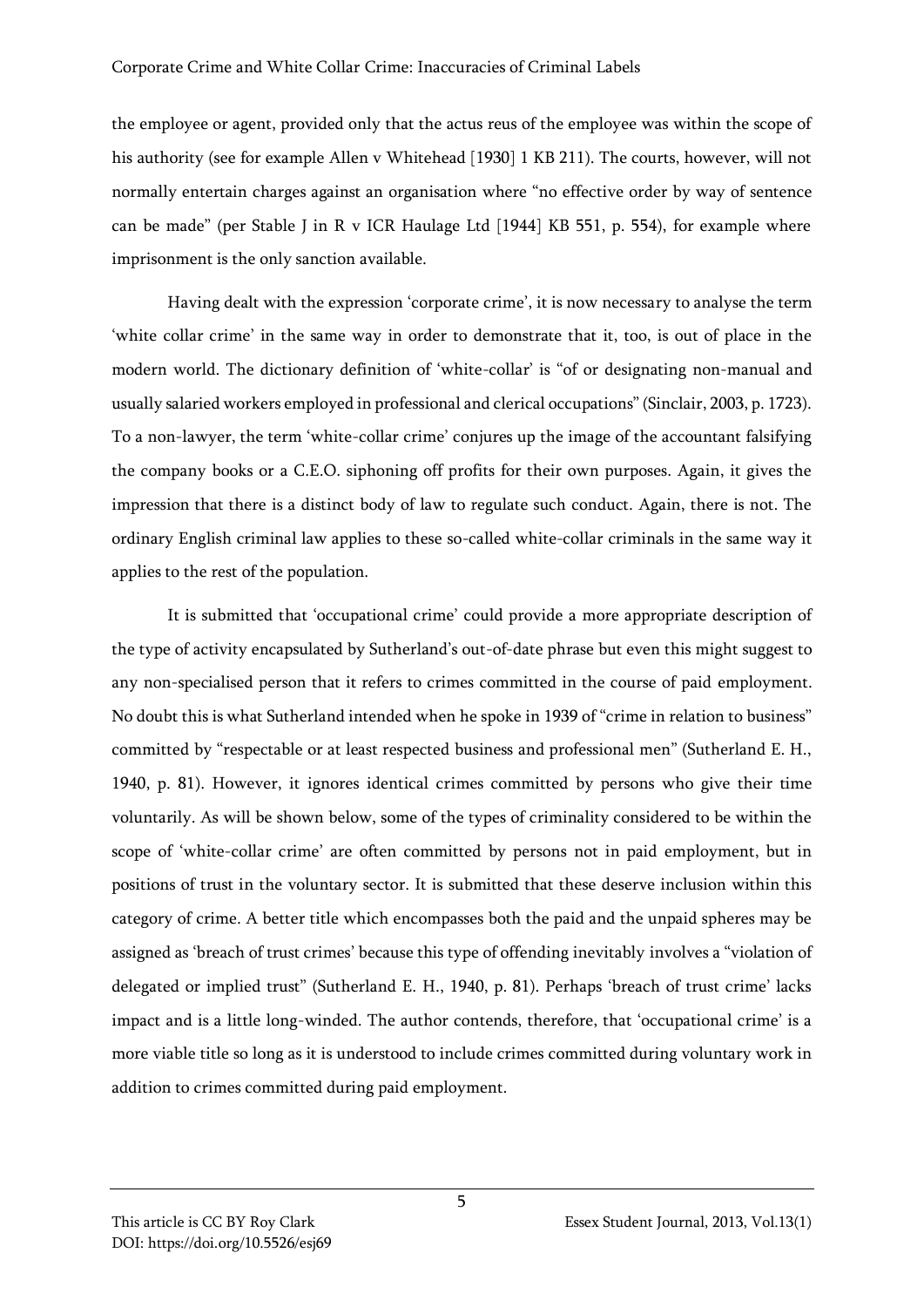the employee or agent, provided only that the actus reus of the employee was within the scope of his authority (see for example Allen v Whitehead [1930] 1 KB 211). The courts, however, will not normally entertain charges against an organisation where "no effective order by way of sentence can be made" (per Stable J in R v ICR Haulage Ltd [1944] KB 551, p. 554), for example where imprisonment is the only sanction available.

Having dealt with the expression 'corporate crime', it is now necessary to analyse the term 'white collar crime' in the same way in order to demonstrate that it, too, is out of place in the modern world. The dictionary definition of 'white-collar' is "of or designating non-manual and usually salaried workers employed in professional and clerical occupations" (Sinclair, 2003, p. 1723). To a non-lawyer, the term 'white-collar crime' conjures up the image of the accountant falsifying the company books or a C.E.O. siphoning off profits for their own purposes. Again, it gives the impression that there is a distinct body of law to regulate such conduct. Again, there is not. The ordinary English criminal law applies to these so-called white-collar criminals in the same way it applies to the rest of the population.

It is submitted that 'occupational crime' could provide a more appropriate description of the type of activity encapsulated by Sutherland's out-of-date phrase but even this might suggest to any non-specialised person that it refers to crimes committed in the course of paid employment. No doubt this is what Sutherland intended when he spoke in 1939 of "crime in relation to business" committed by "respectable or at least respected business and professional men" (Sutherland E. H., 1940, p. 81). However, it ignores identical crimes committed by persons who give their time voluntarily. As will be shown below, some of the types of criminality considered to be within the scope of 'white-collar crime' are often committed by persons not in paid employment, but in positions of trust in the voluntary sector. It is submitted that these deserve inclusion within this category of crime. A better title which encompasses both the paid and the unpaid spheres may be assigned as 'breach of trust crimes' because this type of offending inevitably involves a "violation of delegated or implied trust" (Sutherland E. H., 1940, p. 81). Perhaps 'breach of trust crime' lacks impact and is a little long-winded. The author contends, therefore, that 'occupational crime' is a more viable title so long as it is understood to include crimes committed during voluntary work in addition to crimes committed during paid employment.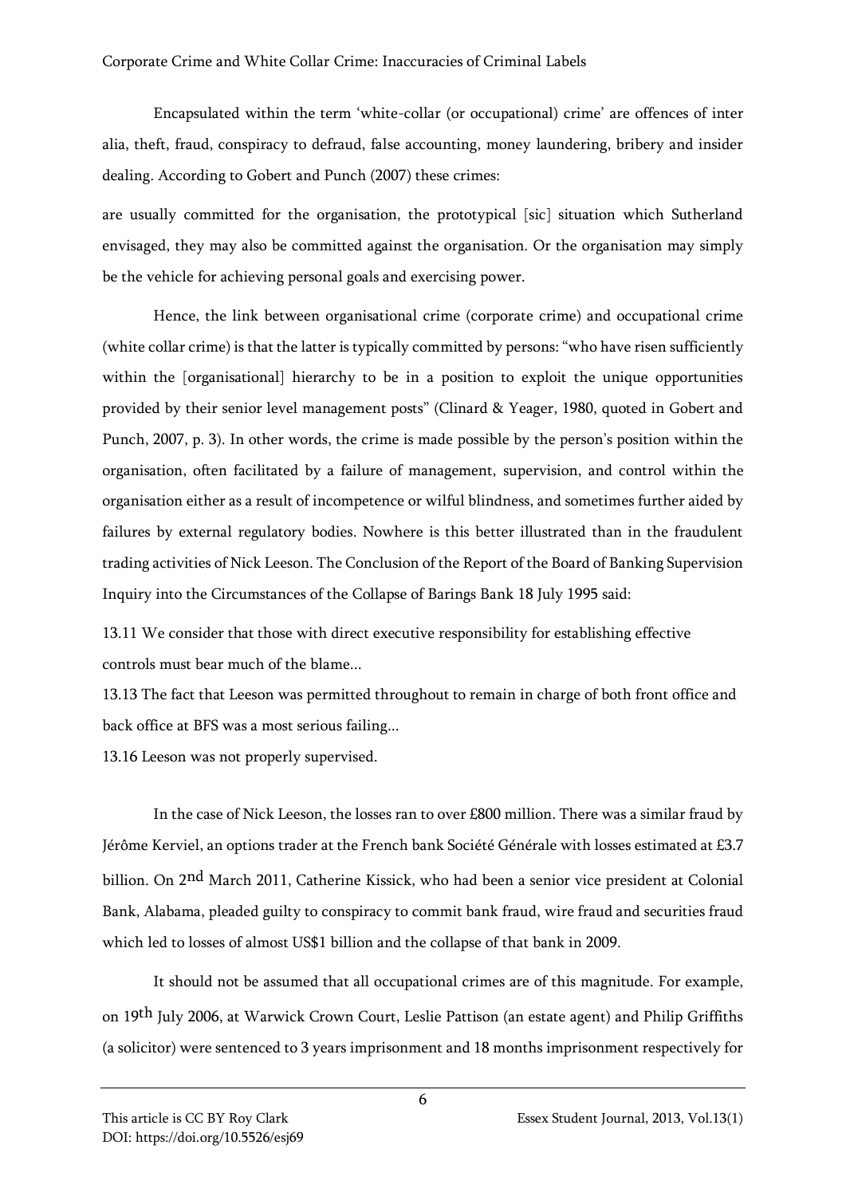Encapsulated within the term 'white-collar (or occupational) crime' are offences of inter alia, theft, fraud, conspiracy to defraud, false accounting, money laundering, bribery and insider dealing. According to Gobert and Punch (2007) these crimes:

are usually committed for the organisation, the prototypical [sic] situation which Sutherland envisaged, they may also be committed against the organisation. Or the organisation may simply be the vehicle for achieving personal goals and exercising power.

Hence, the link between organisational crime (corporate crime) and occupational crime (white collar crime) is that the latter is typically committed by persons: "who have risen sufficiently within the [organisational] hierarchy to be in a position to exploit the unique opportunities provided by their senior level management posts" (Clinard & Yeager, 1980, quoted in Gobert and Punch, 2007, p. 3). In other words, the crime is made possible by the person's position within the organisation, often facilitated by a failure of management, supervision, and control within the organisation either as a result of incompetence or wilful blindness, and sometimes further aided by failures by external regulatory bodies. Nowhere is this better illustrated than in the fraudulent trading activities of Nick Leeson. The Conclusion of the Report of the Board of Banking Supervision Inquiry into the Circumstances of the Collapse of Barings Bank 18 July 1995 said:

13.11 We consider that those with direct executive responsibility for establishing effective controls must bear much of the blame...

13.13 The fact that Leeson was permitted throughout to remain in charge of both front office and back office at BFS was a most serious failing...

13.16 Leeson was not properly supervised.

In the case of Nick Leeson, the losses ran to over £800 million. There was a similar fraud by Jérôme Kerviel, an options trader at the French bank Société Générale with losses estimated at £3.7 billion. On 2nd March 2011, Catherine Kissick, who had been a senior vice president at Colonial Bank, Alabama, pleaded guilty to conspiracy to commit bank fraud, wire fraud and securities fraud which led to losses of almost US$1 billion and the collapse of that bank in 2009.

It should not be assumed that all occupational crimes are of this magnitude. For example, on 19th July 2006, at Warwick Crown Court, Leslie Pattison (an estate agent) and Philip Griffiths (a solicitor) were sentenced to 3 years imprisonment and 18 months imprisonment respectively for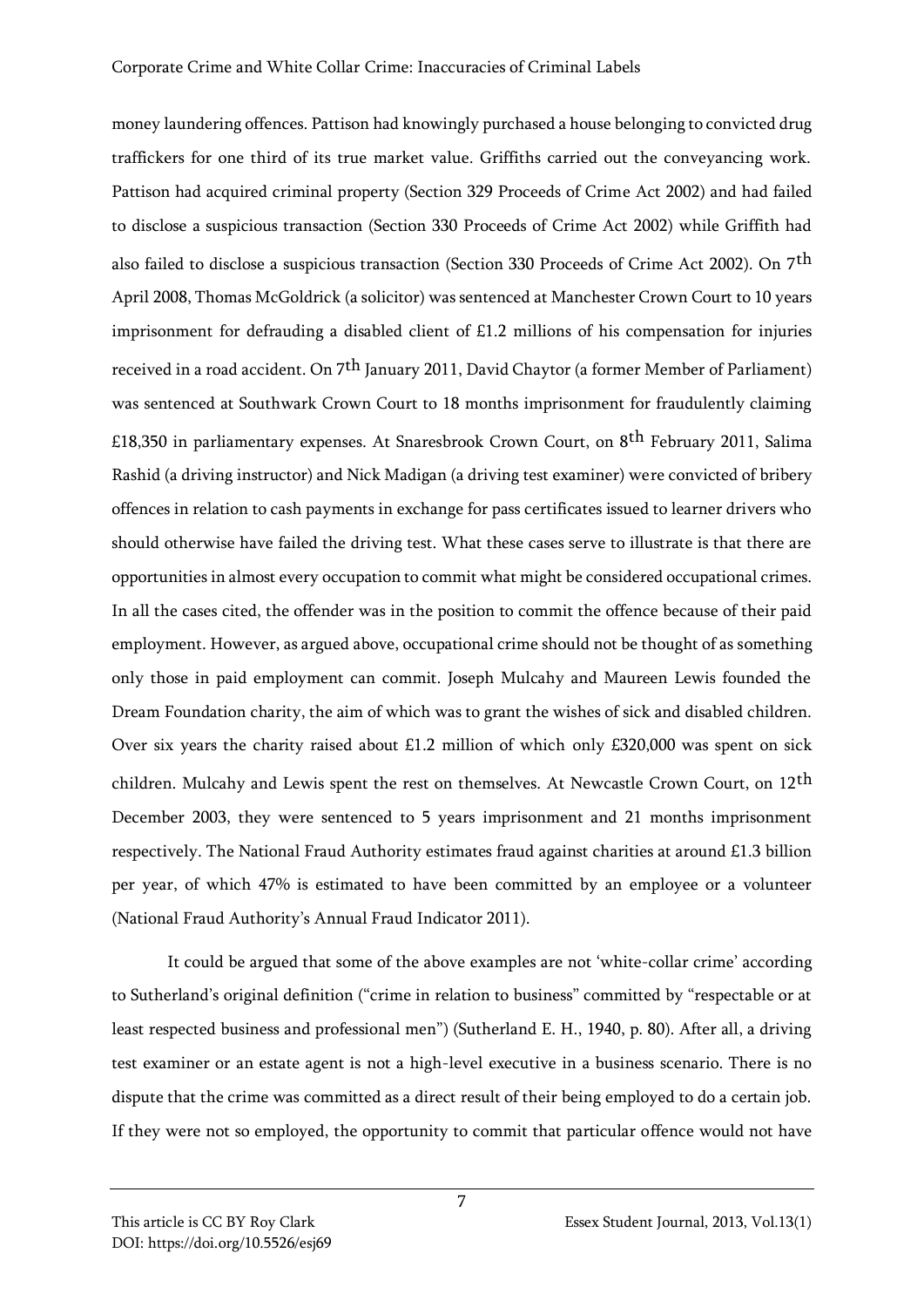money laundering offences. Pattison had knowingly purchased a house belonging to convicted drug traffickers for one third of its true market value. Griffiths carried out the conveyancing work. Pattison had acquired criminal property (Section 329 Proceeds of Crime Act 2002) and had failed to disclose a suspicious transaction (Section 330 Proceeds of Crime Act 2002) while Griffith had also failed to disclose a suspicious transaction (Section 330 Proceeds of Crime Act 2002). On 7th April 2008, Thomas McGoldrick (a solicitor) was sentenced at Manchester Crown Court to 10 years imprisonment for defrauding a disabled client of £1.2 millions of his compensation for injuries received in a road accident. On 7th January 2011, David Chaytor (a former Member of Parliament) was sentenced at Southwark Crown Court to 18 months imprisonment for fraudulently claiming £18,350 in parliamentary expenses. At Snaresbrook Crown Court, on 8th February 2011, Salima Rashid (a driving instructor) and Nick Madigan (a driving test examiner) were convicted of bribery offences in relation to cash payments in exchange for pass certificates issued to learner drivers who should otherwise have failed the driving test. What these cases serve to illustrate is that there are opportunities in almost every occupation to commit what might be considered occupational crimes. In all the cases cited, the offender was in the position to commit the offence because of their paid employment. However, as argued above, occupational crime should not be thought of as something only those in paid employment can commit. Joseph Mulcahy and Maureen Lewis founded the Dream Foundation charity, the aim of which was to grant the wishes of sick and disabled children. Over six years the charity raised about £1.2 million of which only £320,000 was spent on sick children. Mulcahy and Lewis spent the rest on themselves. At Newcastle Crown Court, on 12th December 2003, they were sentenced to 5 years imprisonment and 21 months imprisonment respectively. The National Fraud Authority estimates fraud against charities at around £1.3 billion per year, of which 47% is estimated to have been committed by an employee or a volunteer (National Fraud Authority's Annual Fraud Indicator 2011).

It could be argued that some of the above examples are not 'white-collar crime' according to Sutherland's original definition ("crime in relation to business" committed by "respectable or at least respected business and professional men") (Sutherland E. H., 1940, p. 80). After all, a driving test examiner or an estate agent is not a high-level executive in a business scenario. There is no dispute that the crime was committed as a direct result of their being employed to do a certain job. If they were not so employed, the opportunity to commit that particular offence would not have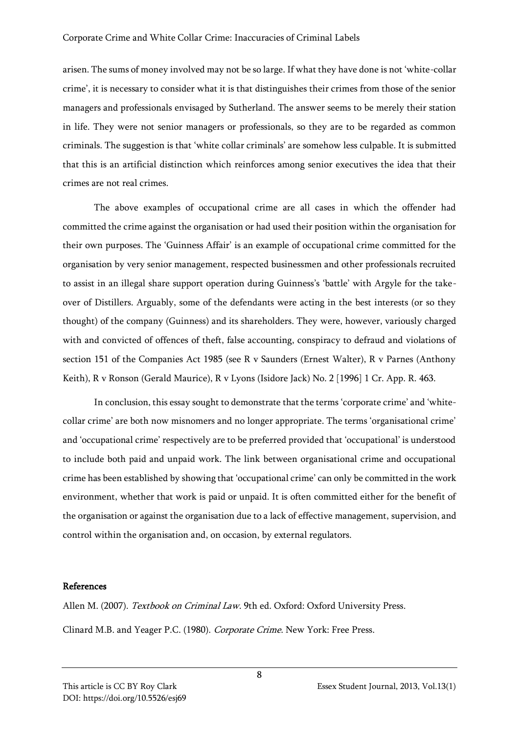arisen. The sums of money involved may not be so large. If what they have done is not 'white-collar crime', it is necessary to consider what it is that distinguishes their crimes from those of the senior managers and professionals envisaged by Sutherland. The answer seems to be merely their station in life. They were not senior managers or professionals, so they are to be regarded as common criminals. The suggestion is that 'white collar criminals' are somehow less culpable. It is submitted that this is an artificial distinction which reinforces among senior executives the idea that their crimes are not real crimes.

The above examples of occupational crime are all cases in which the offender had committed the crime against the organisation or had used their position within the organisation for their own purposes. The 'Guinness Affair' is an example of occupational crime committed for the organisation by very senior management, respected businessmen and other professionals recruited to assist in an illegal share support operation during Guinness's 'battle' with Argyle for the take-over of Distillers. Arguably, some of the defendants were acting in the best interests (or so they thought) of the company (Guinness) and its shareholders. They were, however, variously charged with and convicted of offences of theft, false accounting, conspiracy to defraud and violations of section 151 of the Companies Act 1985 (see R v Saunders (Ernest Walter), R v Parnes (Anthony Keith), R v Ronson (Gerald Maurice), R v Lyons (Isidore Jack) No. 2 [1996] 1 Cr. App. R. 463.

In conclusion, this essay sought to demonstrate that the terms 'corporate crime' and 'white-collar crime' are both now misnomers and no longer appropriate. The terms 'organisational crime' and 'occupational crime' respectively are to be preferred provided that 'occupational' is understood to include both paid and unpaid work. The link between organisational crime and occupational crime has been established by showing that 'occupational crime' can only be committed in the work environment, whether that work is paid or unpaid. It is often committed either for the benefit of the organisation or against the organisation due to a lack of effective management, supervision, and control within the organisation and, on occasion, by external regulators.

## References

Allen M. (2007). *Textbook on Criminal Law*. 9th ed. Oxford: Oxford University Press.

Clinard M.B. and Yeager P.C. (1980). *Corporate Crime*. New York: Free Press.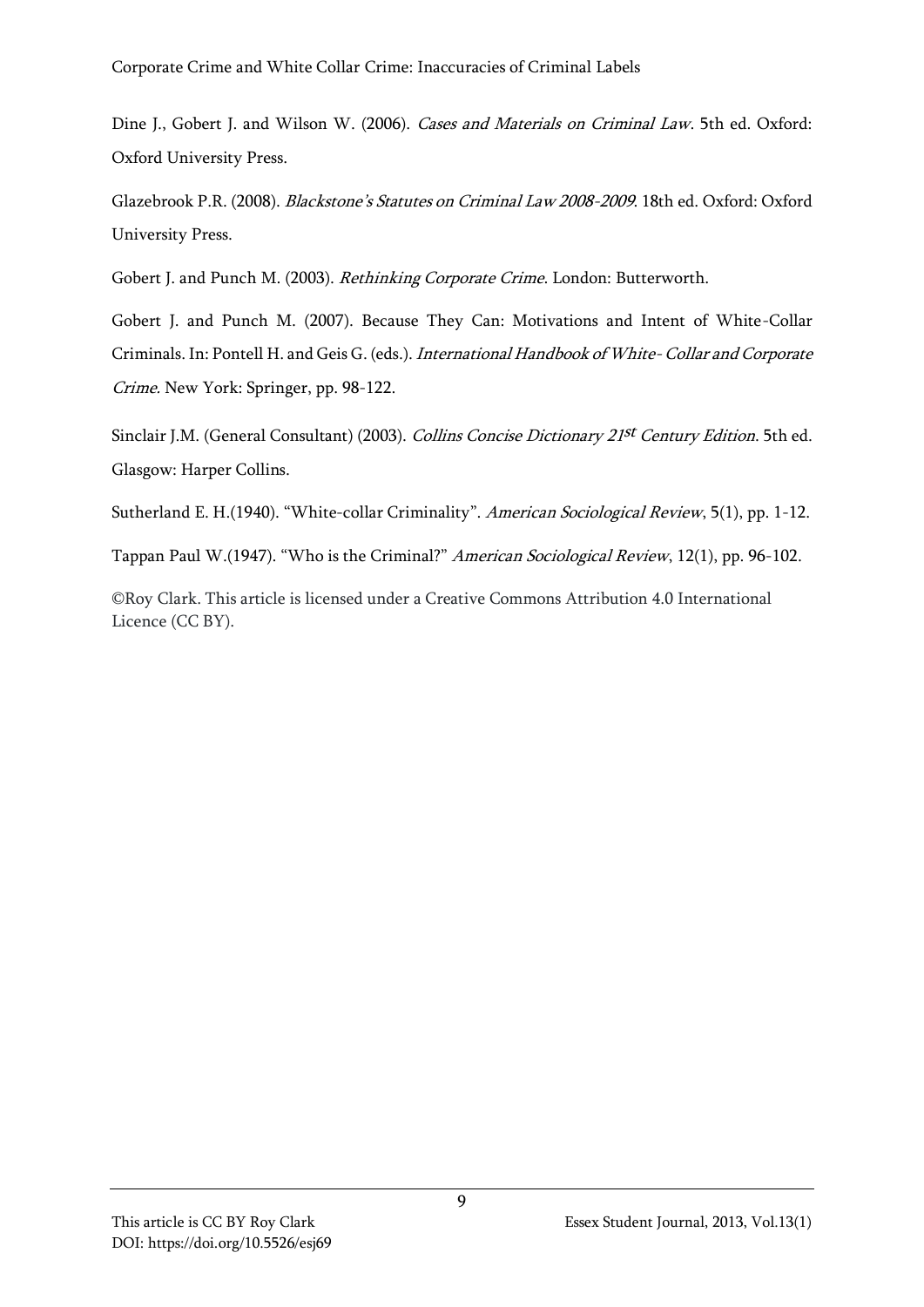Dine J., Gobert J. and Wilson W. (2006). *Cases and Materials on Criminal Law*. 5th ed. Oxford: Oxford University Press.

Glazebrook P.R. (2008). *Blackstone's Statutes on Criminal Law 2008-2009*. 18th ed. Oxford: Oxford University Press.

Gobert J. and Punch M. (2003). *Rethinking Corporate Crime*. London: Butterworth.

Gobert J. and Punch M. (2007). Because They Can: Motivations and Intent of White-Collar Criminals. In: Pontell H. and Geis G. (eds.). *International Handbook of White- Collar and Corporate Crime*. New York: Springer, pp. 98-122.

Sinclair J.M. (General Consultant) (2003). *Collins Concise Dictionary 21st Century Edition*. 5th ed. Glasgow: Harper Collins.

Sutherland E. H.(1940). "White-collar Criminality". *American Sociological Review*, 5(1), pp. 1-12.

Tappan Paul W.(1947). "Who is the Criminal?" *American Sociological Review*, 12(1), pp. 96-102.

©Roy Clark. This article is licensed under a Creative Commons Attribution 4.0 International Licence (CC BY).